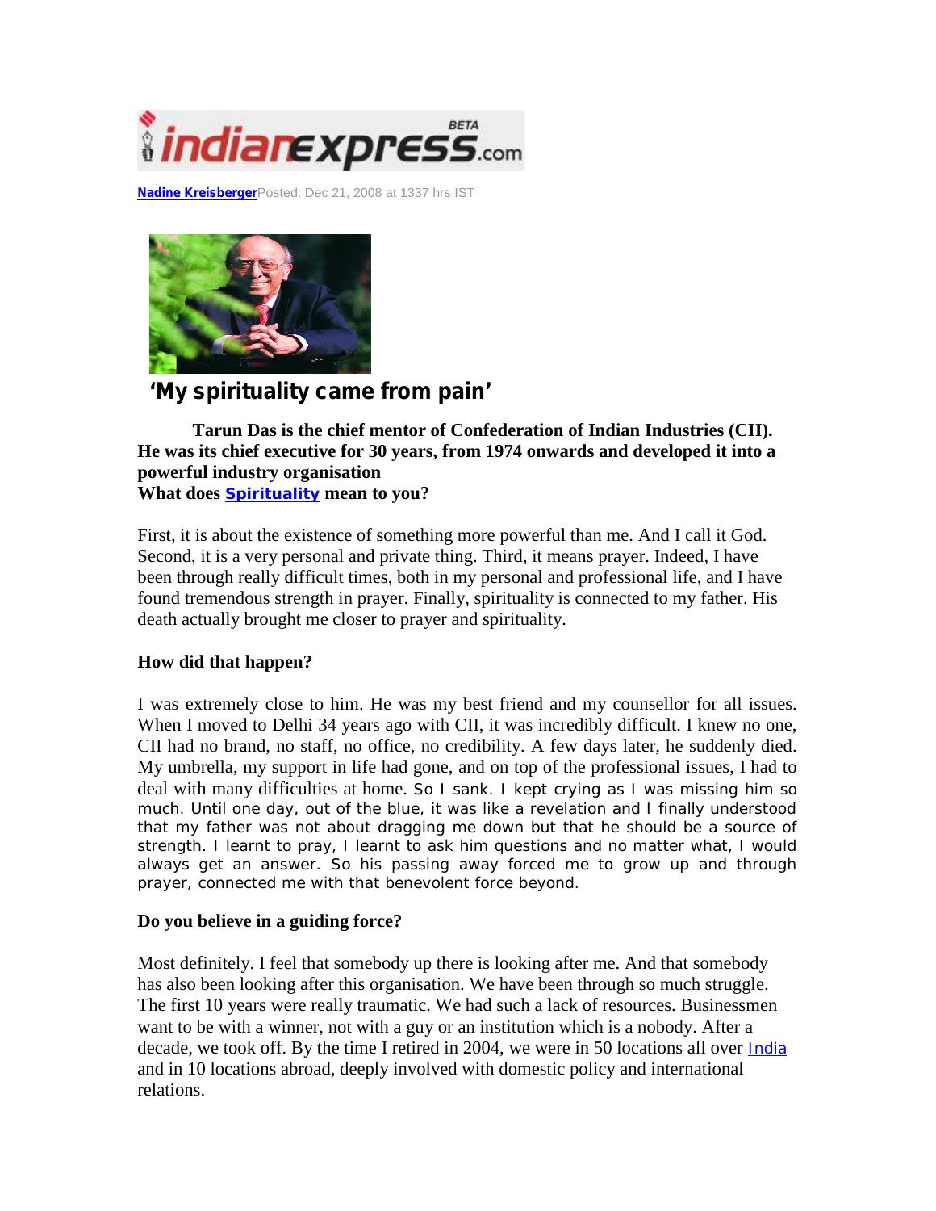**Nadine Kreisberger** Posted: Dec 21, 2008 at 1337 hrs IST

# 'My spirituality came from pain'

**Tarun Das is the chief mentor of Confederation of Indian Industries (CII). He was its chief executive for 30 years, from 1974 onwards and developed it into a powerful industry organisation**

**What does Spirituality mean to you?**

First, it is about the existence of something more powerful than me. And I call it God. Second, it is a very personal and private thing. Third, it means prayer. Indeed, I have been through really difficult times, both in my personal and professional life, and I have found tremendous strength in prayer. Finally, spirituality is connected to my father. His death actually brought me closer to prayer and spirituality.

**How did that happen?**

I was extremely close to him. He was my best friend and my counsellor for all issues. When I moved to Delhi 34 years ago with CII, it was incredibly difficult. I knew no one, CII had no brand, no staff, no office, no credibility. A few days later, he suddenly died. My umbrella, my support in life had gone, and on top of the professional issues, I had to deal with many difficulties at home. So I sank. I kept crying as I was missing him so much. Until one day, out of the blue, it was like a revelation and I finally understood that my father was not about dragging me down but that he should be a source of strength. I learnt to pray, I learnt to ask him questions and no matter what, I would always get an answer. So his passing away forced me to grow up and through prayer, connected me with that benevolent force beyond.

**Do you believe in a guiding force?**

Most definitely. I feel that somebody up there is looking after me. And that somebody has also been looking after this organisation. We have been through so much struggle. The first 10 years were really traumatic. We had such a lack of resources. Businessmen want to be with a winner, not with a guy or an institution which is a nobody. After a decade, we took off. By the time I retired in 2004, we were in 50 locations all over India and in 10 locations abroad, deeply involved with domestic policy and international relations.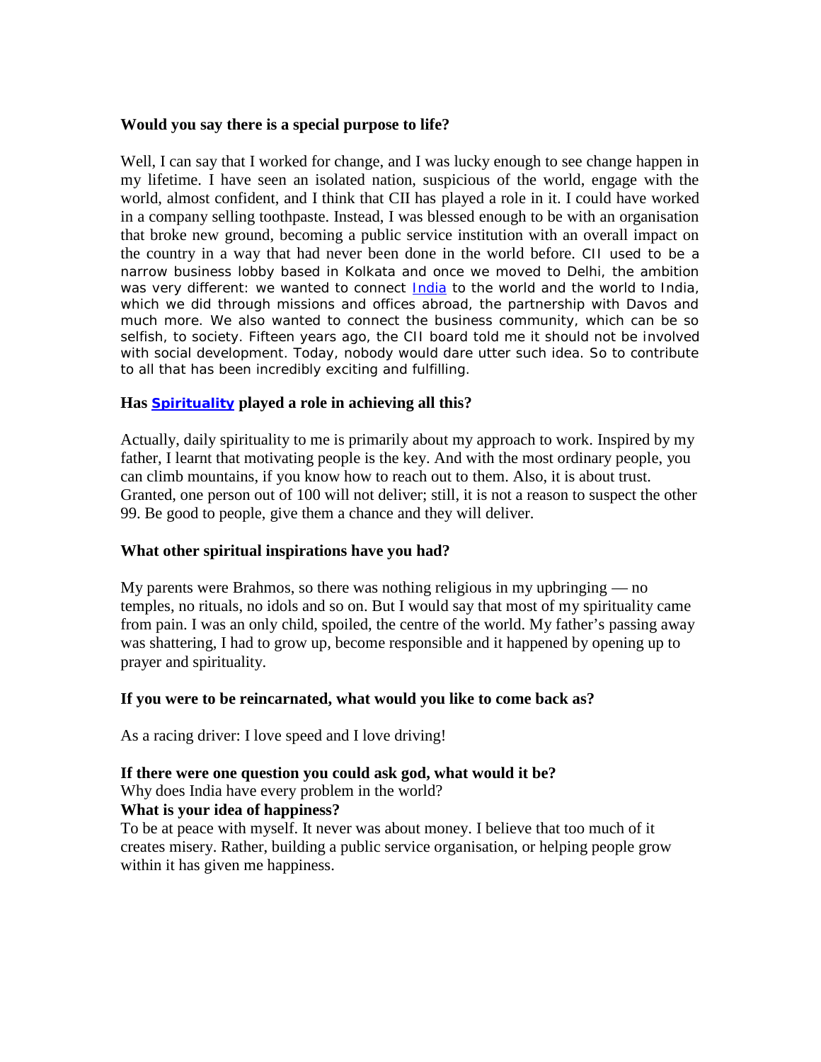**Would you say there is a special purpose to life?**

Well, I can say that I worked for change, and I was lucky enough to see change happen in my lifetime. I have seen an isolated nation, suspicious of the world, engage with the world, almost confident, and I think that CII has played a role in it. I could have worked in a company selling toothpaste. Instead, I was blessed enough to be with an organisation that broke new ground, becoming a public service institution with an overall impact on the country in a way that had never been done in the world before. CII used to be a narrow business lobby based in Kolkata and once we moved to Delhi, the ambition was very different: we wanted to connect India to the world and the world to India, which we did through missions and offices abroad, the partnership with Davos and much more. We also wanted to connect the business community, which can be so selfish, to society. Fifteen years ago, the CII board told me it should not be involved with social development. Today, nobody would dare utter such idea. So to contribute to all that has been incredibly exciting and fulfilling.

**Has Spirituality played a role in achieving all this?**

Actually, daily spirituality to me is primarily about my approach to work. Inspired by my father, I learnt that motivating people is the key. And with the most ordinary people, you can climb mountains, if you know how to reach out to them. Also, it is about trust. Granted, one person out of 100 will not deliver; still, it is not a reason to suspect the other 99. Be good to people, give them a chance and they will deliver.

**What other spiritual inspirations have you had?**

My parents were Brahmos, so there was nothing religious in my upbringing — no temples, no rituals, no idols and so on. But I would say that most of my spirituality came from pain. I was an only child, spoiled, the centre of the world. My father's passing away was shattering, I had to grow up, become responsible and it happened by opening up to prayer and spirituality.

**If you were to be reincarnated, what would you like to come back as?**

As a racing driver: I love speed and I love driving!

**If there were one question you could ask god, what would it be?**

Why does India have every problem in the world?

**What is your idea of happiness?**

To be at peace with myself. It never was about money. I believe that too much of it creates misery. Rather, building a public service organisation, or helping people grow within it has given me happiness.